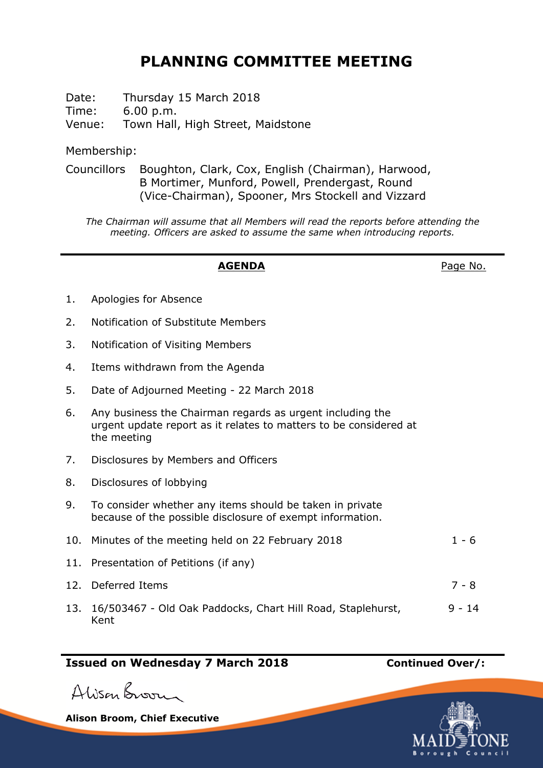# PLANNING COMMITTEE MEETING

Date: Thursday 15 March 2018
Time: 6.00 p.m.
Venue: Town Hall, High Street, Maidstone

Membership:

Councillors Boughton, Clark, Cox, English (Chairman), Harwood, B Mortimer, Munford, Powell, Prendergast, Round (Vice-Chairman), Spooner, Mrs Stockell and Vizzard

*The Chairman will assume that all Members will read the reports before attending the meeting. Officers are asked to assume the same when introducing reports.*

| **AGENDA** | Page No. |
|---|---|
| 1. Apologies for Absence | |
| 2. Notification of Substitute Members | |
| 3. Notification of Visiting Members | |
| 4. Items withdrawn from the Agenda | |
| 5. Date of Adjourned Meeting - 22 March 2018 | |
| 6. Any business the Chairman regards as urgent including the urgent update report as it relates to matters to be considered at the meeting | |
| 7. Disclosures by Members and Officers | |
| 8. Disclosures of lobbying | |
| 9. To consider whether any items should be taken in private because of the possible disclosure of exempt information. | |
| 10. Minutes of the meeting held on 22 February 2018 | 1 - 6 |
| 11. Presentation of Petitions (if any) | |
| 12. Deferred Items | 7 - 8 |
| 13. 16/503467 - Old Oak Paddocks, Chart Hill Road, Staplehurst, Kent | 9 - 14 |

**Issued on Wednesday 7 March 2018** **Continued Over/:**

Alison Broom

**Alison Broom, Chief Executive**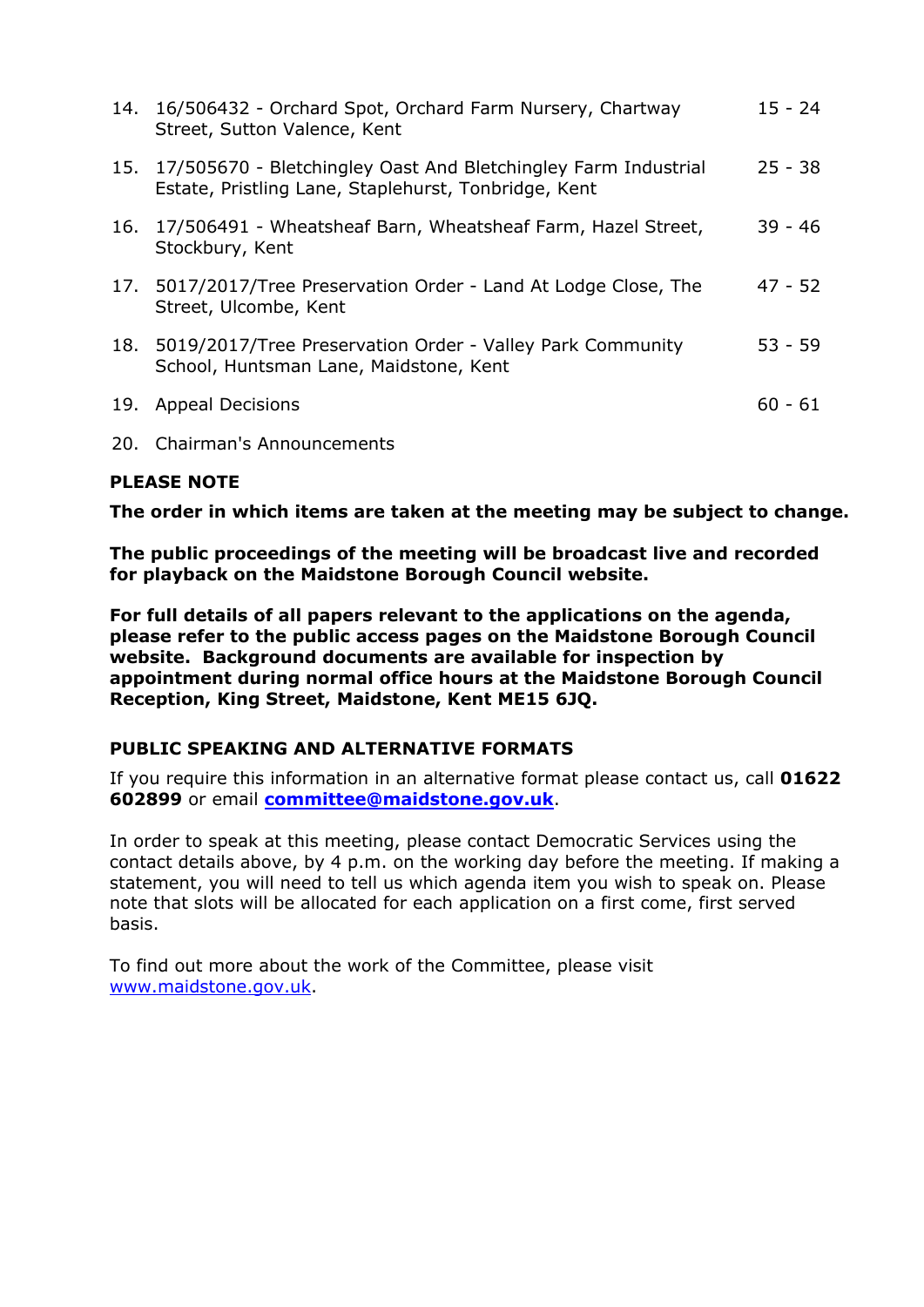| | | |
|---|---|---|
| 14. | 16/506432 - Orchard Spot, Orchard Farm Nursery, Chartway Street, Sutton Valence, Kent | 15 - 24 |
| 15. | 17/505670 - Bletchingley Oast And Bletchingley Farm Industrial Estate, Pristling Lane, Staplehurst, Tonbridge, Kent | 25 - 38 |
| 16. | 17/506491 - Wheatsheaf Barn, Wheatsheaf Farm, Hazel Street, Stockbury, Kent | 39 - 46 |
| 17. | 5017/2017/Tree Preservation Order - Land At Lodge Close, The Street, Ulcombe, Kent | 47 - 52 |
| 18. | 5019/2017/Tree Preservation Order - Valley Park Community School, Huntsman Lane, Maidstone, Kent | 53 - 59 |
| 19. | Appeal Decisions | 60 - 61 |
| 20. | Chairman's Announcements | |

**PLEASE NOTE**

**The order in which items are taken at the meeting may be subject to change.**

**The public proceedings of the meeting will be broadcast live and recorded for playback on the Maidstone Borough Council website.**

**For full details of all papers relevant to the applications on the agenda, please refer to the public access pages on the Maidstone Borough Council website. Background documents are available for inspection by appointment during normal office hours at the Maidstone Borough Council Reception, King Street, Maidstone, Kent ME15 6JQ.**

**PUBLIC SPEAKING AND ALTERNATIVE FORMATS**

If you require this information in an alternative format please contact us, call **01622 602899** or email **committee@maidstone.gov.uk**.

In order to speak at this meeting, please contact Democratic Services using the contact details above, by 4 p.m. on the working day before the meeting. If making a statement, you will need to tell us which agenda item you wish to speak on. Please note that slots will be allocated for each application on a first come, first served basis.

To find out more about the work of the Committee, please visit www.maidstone.gov.uk.